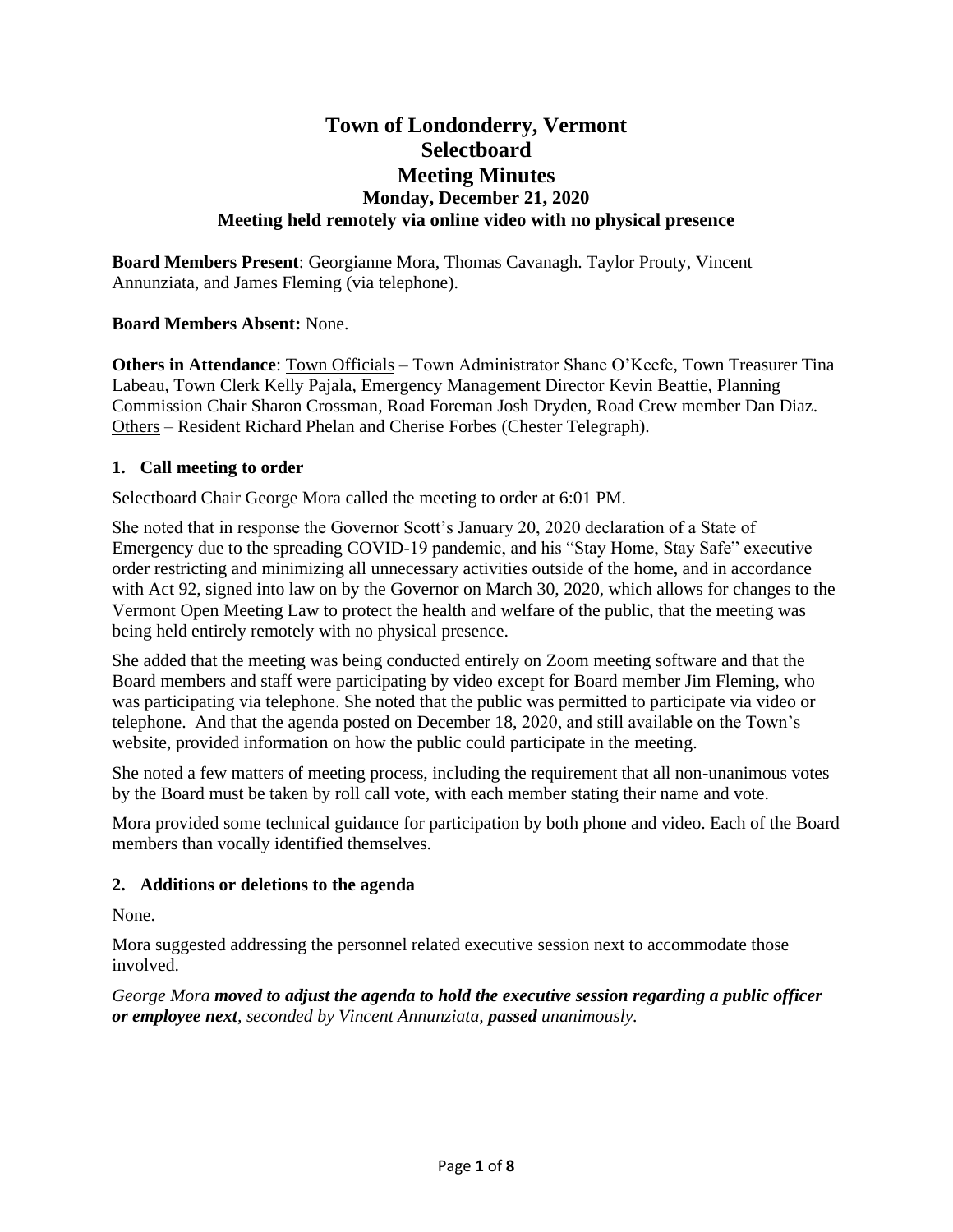# Town of Londonderry, Vermont
# Selectboard
# Meeting Minutes
### Monday, December 21, 2020
### Meeting held remotely via online video with no physical presence

**Board Members Present**: Georgianne Mora, Thomas Cavanagh. Taylor Prouty, Vincent Annunziata, and James Fleming (via telephone).

**Board Members Absent:** None.

**Others in Attendance**: Town Officials – Town Administrator Shane O'Keefe, Town Treasurer Tina Labeau, Town Clerk Kelly Pajala, Emergency Management Director Kevin Beattie, Planning Commission Chair Sharon Crossman, Road Foreman Josh Dryden, Road Crew member Dan Diaz. Others – Resident Richard Phelan and Cherise Forbes (Chester Telegraph).

### 1. Call meeting to order

Selectboard Chair George Mora called the meeting to order at 6:01 PM.

She noted that in response the Governor Scott's January 20, 2020 declaration of a State of Emergency due to the spreading COVID-19 pandemic, and his "Stay Home, Stay Safe" executive order restricting and minimizing all unnecessary activities outside of the home, and in accordance with Act 92, signed into law on by the Governor on March 30, 2020, which allows for changes to the Vermont Open Meeting Law to protect the health and welfare of the public, that the meeting was being held entirely remotely with no physical presence.

She added that the meeting was being conducted entirely on Zoom meeting software and that the Board members and staff were participating by video except for Board member Jim Fleming, who was participating via telephone. She noted that the public was permitted to participate via video or telephone. And that the agenda posted on December 18, 2020, and still available on the Town's website, provided information on how the public could participate in the meeting.

She noted a few matters of meeting process, including the requirement that all non-unanimous votes by the Board must be taken by roll call vote, with each member stating their name and vote.

Mora provided some technical guidance for participation by both phone and video. Each of the Board members than vocally identified themselves.

### 2. Additions or deletions to the agenda

None.

Mora suggested addressing the personnel related executive session next to accommodate those involved.

*George Mora **moved to adjust the agenda to hold the executive session regarding a public officer or employee next**, seconded by Vincent Annunziata, **passed** unanimously.*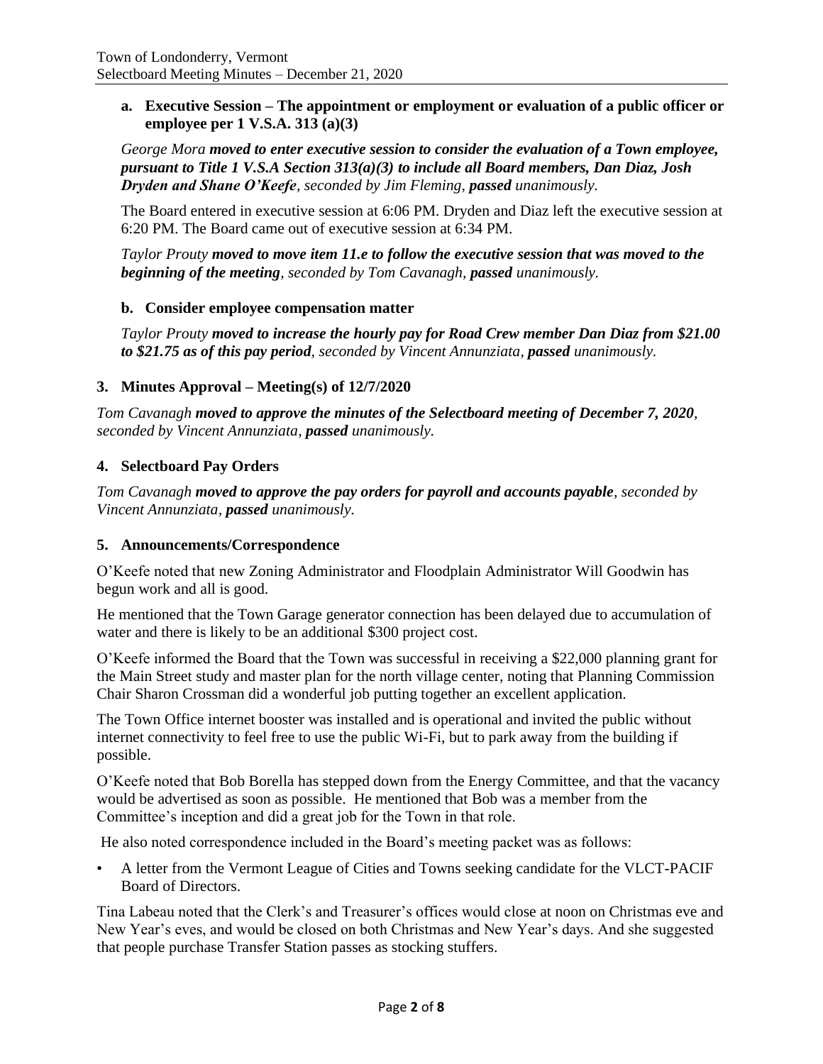**a. Executive Session – The appointment or employment or evaluation of a public officer or employee per 1 V.S.A. 313 (a)(3)**

*George Mora **moved to enter executive session to consider the evaluation of a Town employee, pursuant to Title 1 V.S.A Section 313(a)(3) to include all Board members, Dan Diaz, Josh Dryden and Shane O'Keefe**, seconded by Jim Fleming, **passed** unanimously.*

The Board entered in executive session at 6:06 PM. Dryden and Diaz left the executive session at 6:20 PM. The Board came out of executive session at 6:34 PM.

*Taylor Prouty **moved to move item 11.e to follow the executive session that was moved to the beginning of the meeting**, seconded by Tom Cavanagh, **passed** unanimously.*

**b. Consider employee compensation matter**

*Taylor Prouty **moved to increase the hourly pay for Road Crew member Dan Diaz from $21.00 to $21.75 as of this pay period**, seconded by Vincent Annunziata, **passed** unanimously.*

## 3. Minutes Approval – Meeting(s) of 12/7/2020

*Tom Cavanagh **moved to approve the minutes of the Selectboard meeting of December 7, 2020**, seconded by Vincent Annunziata, **passed** unanimously.*

## 4. Selectboard Pay Orders

*Tom Cavanagh **moved to approve the pay orders for payroll and accounts payable**, seconded by Vincent Annunziata, **passed** unanimously.*

## 5. Announcements/Correspondence

O'Keefe noted that new Zoning Administrator and Floodplain Administrator Will Goodwin has begun work and all is good.

He mentioned that the Town Garage generator connection has been delayed due to accumulation of water and there is likely to be an additional $300 project cost.

O'Keefe informed the Board that the Town was successful in receiving a $22,000 planning grant for the Main Street study and master plan for the north village center, noting that Planning Commission Chair Sharon Crossman did a wonderful job putting together an excellent application.

The Town Office internet booster was installed and is operational and invited the public without internet connectivity to feel free to use the public Wi-Fi, but to park away from the building if possible.

O'Keefe noted that Bob Borella has stepped down from the Energy Committee, and that the vacancy would be advertised as soon as possible. He mentioned that Bob was a member from the Committee's inception and did a great job for the Town in that role.

He also noted correspondence included in the Board's meeting packet was as follows:

- A letter from the Vermont League of Cities and Towns seeking candidate for the VLCT-PACIF Board of Directors.

Tina Labeau noted that the Clerk's and Treasurer's offices would close at noon on Christmas eve and New Year's eves, and would be closed on both Christmas and New Year's days. And she suggested that people purchase Transfer Station passes as stocking stuffers.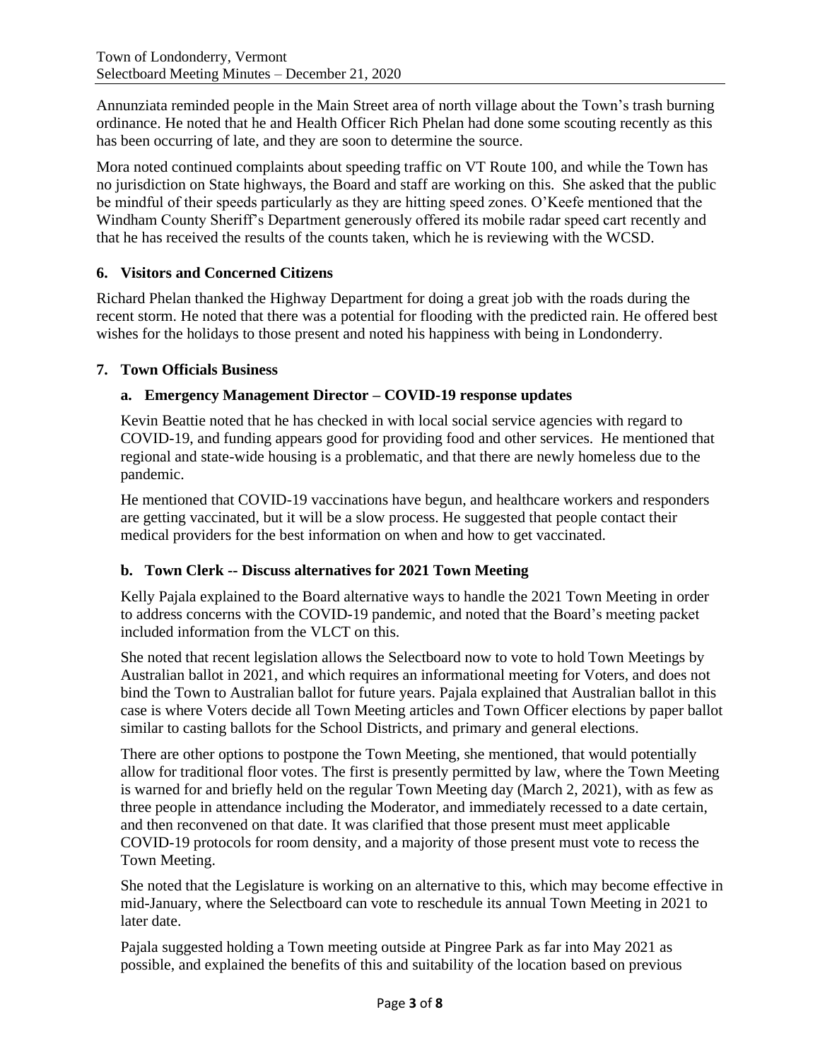Annunziata reminded people in the Main Street area of north village about the Town's trash burning ordinance. He noted that he and Health Officer Rich Phelan had done some scouting recently as this has been occurring of late, and they are soon to determine the source.

Mora noted continued complaints about speeding traffic on VT Route 100, and while the Town has no jurisdiction on State highways, the Board and staff are working on this. She asked that the public be mindful of their speeds particularly as they are hitting speed zones. O'Keefe mentioned that the Windham County Sheriff's Department generously offered its mobile radar speed cart recently and that he has received the results of the counts taken, which he is reviewing with the WCSD.

## 6. Visitors and Concerned Citizens

Richard Phelan thanked the Highway Department for doing a great job with the roads during the recent storm. He noted that there was a potential for flooding with the predicted rain. He offered best wishes for the holidays to those present and noted his happiness with being in Londonderry.

## 7. Town Officials Business

### a. Emergency Management Director – COVID-19 response updates

Kevin Beattie noted that he has checked in with local social service agencies with regard to COVID-19, and funding appears good for providing food and other services. He mentioned that regional and state-wide housing is a problematic, and that there are newly homeless due to the pandemic.

He mentioned that COVID-19 vaccinations have begun, and healthcare workers and responders are getting vaccinated, but it will be a slow process. He suggested that people contact their medical providers for the best information on when and how to get vaccinated.

### b. Town Clerk -- Discuss alternatives for 2021 Town Meeting

Kelly Pajala explained to the Board alternative ways to handle the 2021 Town Meeting in order to address concerns with the COVID-19 pandemic, and noted that the Board's meeting packet included information from the VLCT on this.

She noted that recent legislation allows the Selectboard now to vote to hold Town Meetings by Australian ballot in 2021, and which requires an informational meeting for Voters, and does not bind the Town to Australian ballot for future years. Pajala explained that Australian ballot in this case is where Voters decide all Town Meeting articles and Town Officer elections by paper ballot similar to casting ballots for the School Districts, and primary and general elections.

There are other options to postpone the Town Meeting, she mentioned, that would potentially allow for traditional floor votes. The first is presently permitted by law, where the Town Meeting is warned for and briefly held on the regular Town Meeting day (March 2, 2021), with as few as three people in attendance including the Moderator, and immediately recessed to a date certain, and then reconvened on that date. It was clarified that those present must meet applicable COVID-19 protocols for room density, and a majority of those present must vote to recess the Town Meeting.

She noted that the Legislature is working on an alternative to this, which may become effective in mid-January, where the Selectboard can vote to reschedule its annual Town Meeting in 2021 to later date.

Pajala suggested holding a Town meeting outside at Pingree Park as far into May 2021 as possible, and explained the benefits of this and suitability of the location based on previous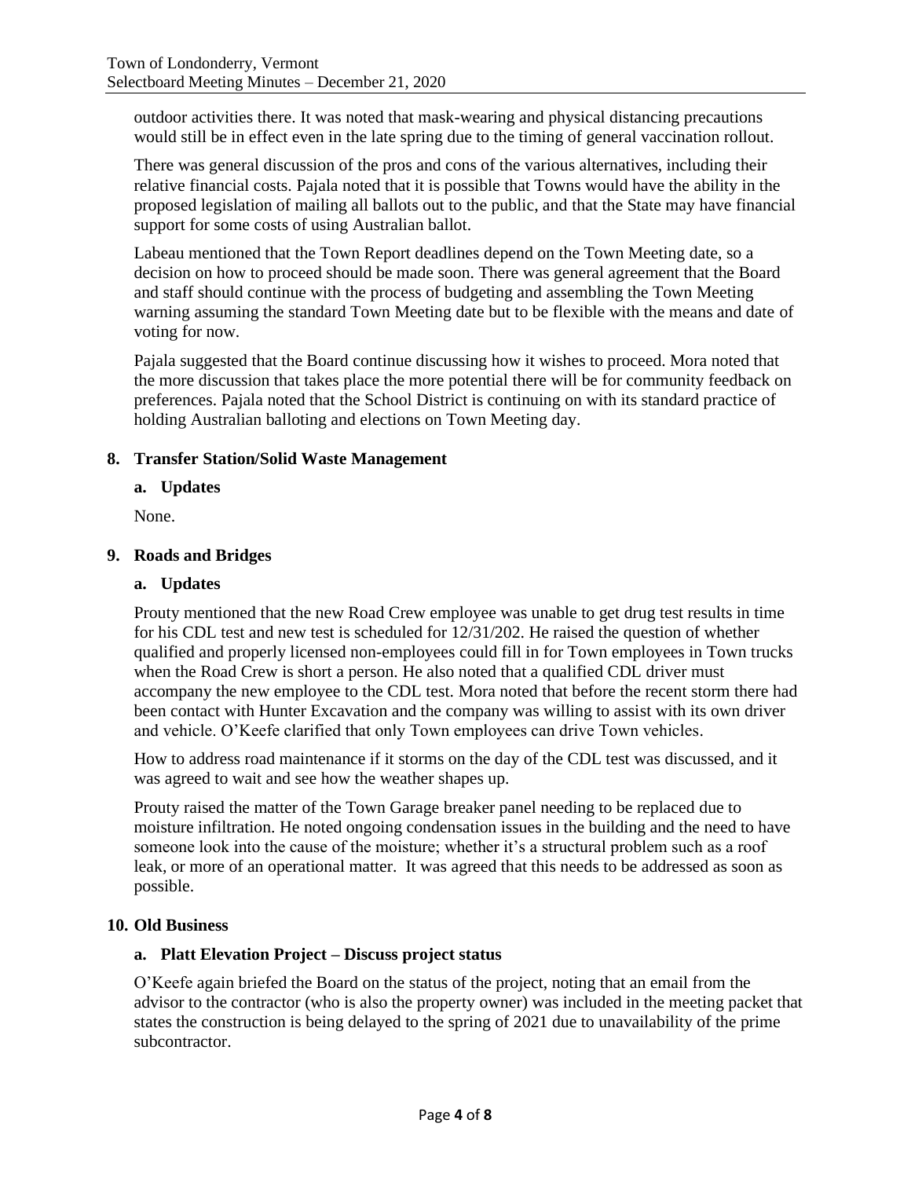outdoor activities there. It was noted that mask-wearing and physical distancing precautions would still be in effect even in the late spring due to the timing of general vaccination rollout.

There was general discussion of the pros and cons of the various alternatives, including their relative financial costs. Pajala noted that it is possible that Towns would have the ability in the proposed legislation of mailing all ballots out to the public, and that the State may have financial support for some costs of using Australian ballot.

Labeau mentioned that the Town Report deadlines depend on the Town Meeting date, so a decision on how to proceed should be made soon. There was general agreement that the Board and staff should continue with the process of budgeting and assembling the Town Meeting warning assuming the standard Town Meeting date but to be flexible with the means and date of voting for now.

Pajala suggested that the Board continue discussing how it wishes to proceed. Mora noted that the more discussion that takes place the more potential there will be for community feedback on preferences. Pajala noted that the School District is continuing on with its standard practice of holding Australian balloting and elections on Town Meeting day.

**8. Transfer Station/Solid Waste Management**

**a. Updates**

None.

**9. Roads and Bridges**

**a. Updates**

Prouty mentioned that the new Road Crew employee was unable to get drug test results in time for his CDL test and new test is scheduled for 12/31/202. He raised the question of whether qualified and properly licensed non-employees could fill in for Town employees in Town trucks when the Road Crew is short a person. He also noted that a qualified CDL driver must accompany the new employee to the CDL test. Mora noted that before the recent storm there had been contact with Hunter Excavation and the company was willing to assist with its own driver and vehicle. O'Keefe clarified that only Town employees can drive Town vehicles.

How to address road maintenance if it storms on the day of the CDL test was discussed, and it was agreed to wait and see how the weather shapes up.

Prouty raised the matter of the Town Garage breaker panel needing to be replaced due to moisture infiltration. He noted ongoing condensation issues in the building and the need to have someone look into the cause of the moisture; whether it's a structural problem such as a roof leak, or more of an operational matter. It was agreed that this needs to be addressed as soon as possible.

**10. Old Business**

**a. Platt Elevation Project – Discuss project status**

O'Keefe again briefed the Board on the status of the project, noting that an email from the advisor to the contractor (who is also the property owner) was included in the meeting packet that states the construction is being delayed to the spring of 2021 due to unavailability of the prime subcontractor.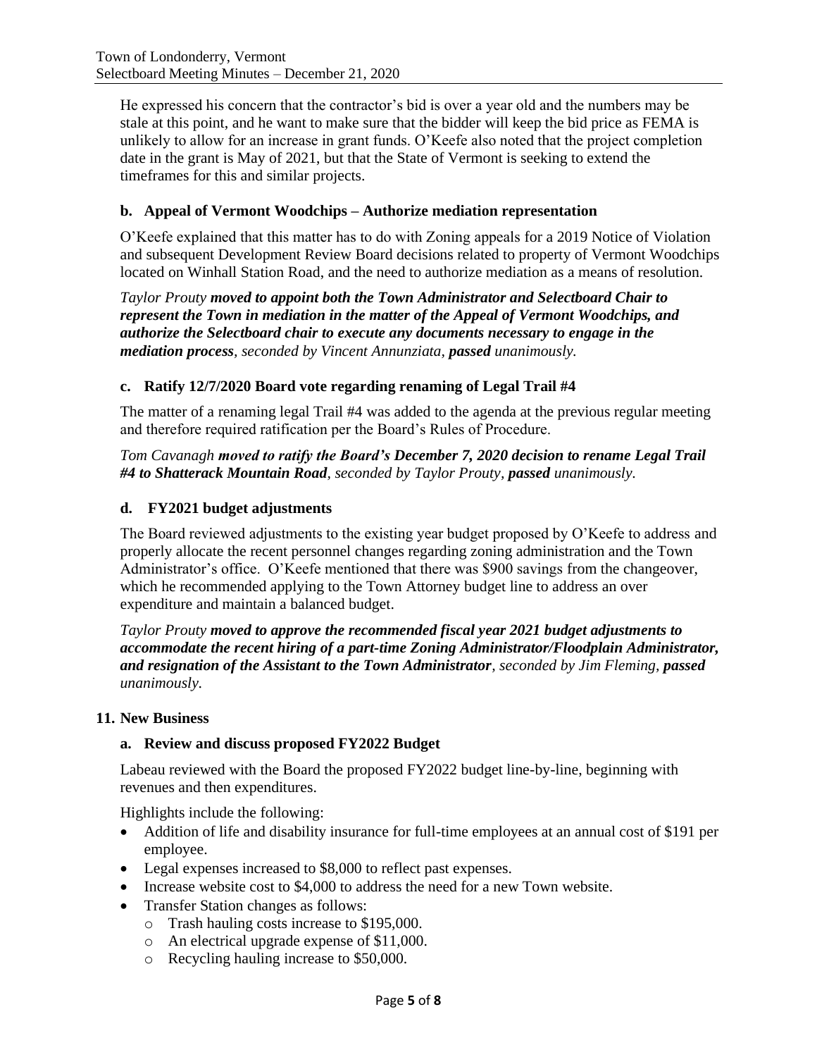He expressed his concern that the contractor's bid is over a year old and the numbers may be stale at this point, and he want to make sure that the bidder will keep the bid price as FEMA is unlikely to allow for an increase in grant funds. O'Keefe also noted that the project completion date in the grant is May of 2021, but that the State of Vermont is seeking to extend the timeframes for this and similar projects.

### b. Appeal of Vermont Woodchips – Authorize mediation representation

O'Keefe explained that this matter has to do with Zoning appeals for a 2019 Notice of Violation and subsequent Development Review Board decisions related to property of Vermont Woodchips located on Winhall Station Road, and the need to authorize mediation as a means of resolution.

*Taylor Prouty **moved to appoint both the Town Administrator and Selectboard Chair to represent the Town in mediation in the matter of the Appeal of Vermont Woodchips, and authorize the Selectboard chair to execute any documents necessary to engage in the mediation process**, seconded by Vincent Annunziata, **passed** unanimously.*

### c. Ratify 12/7/2020 Board vote regarding renaming of Legal Trail #4

The matter of a renaming legal Trail #4 was added to the agenda at the previous regular meeting and therefore required ratification per the Board's Rules of Procedure.

*Tom Cavanagh **moved to ratify the Board's December 7, 2020 decision to rename Legal Trail #4 to Shatterack Mountain Road**, seconded by Taylor Prouty, **passed** unanimously.*

### d. FY2021 budget adjustments

The Board reviewed adjustments to the existing year budget proposed by O'Keefe to address and properly allocate the recent personnel changes regarding zoning administration and the Town Administrator's office. O'Keefe mentioned that there was $900 savings from the changeover, which he recommended applying to the Town Attorney budget line to address an over expenditure and maintain a balanced budget.

*Taylor Prouty **moved to approve the recommended fiscal year 2021 budget adjustments to accommodate the recent hiring of a part-time Zoning Administrator/Floodplain Administrator, and resignation of the Assistant to the Town Administrator**, seconded by Jim Fleming, **passed** unanimously.*

## 11. New Business

### a. Review and discuss proposed FY2022 Budget

Labeau reviewed with the Board the proposed FY2022 budget line-by-line, beginning with revenues and then expenditures.

Highlights include the following:

- Addition of life and disability insurance for full-time employees at an annual cost of $191 per employee.
- Legal expenses increased to $8,000 to reflect past expenses.
- Increase website cost to $4,000 to address the need for a new Town website.
- Transfer Station changes as follows:
  - Trash hauling costs increase to $195,000.
  - An electrical upgrade expense of $11,000.
  - Recycling hauling increase to $50,000.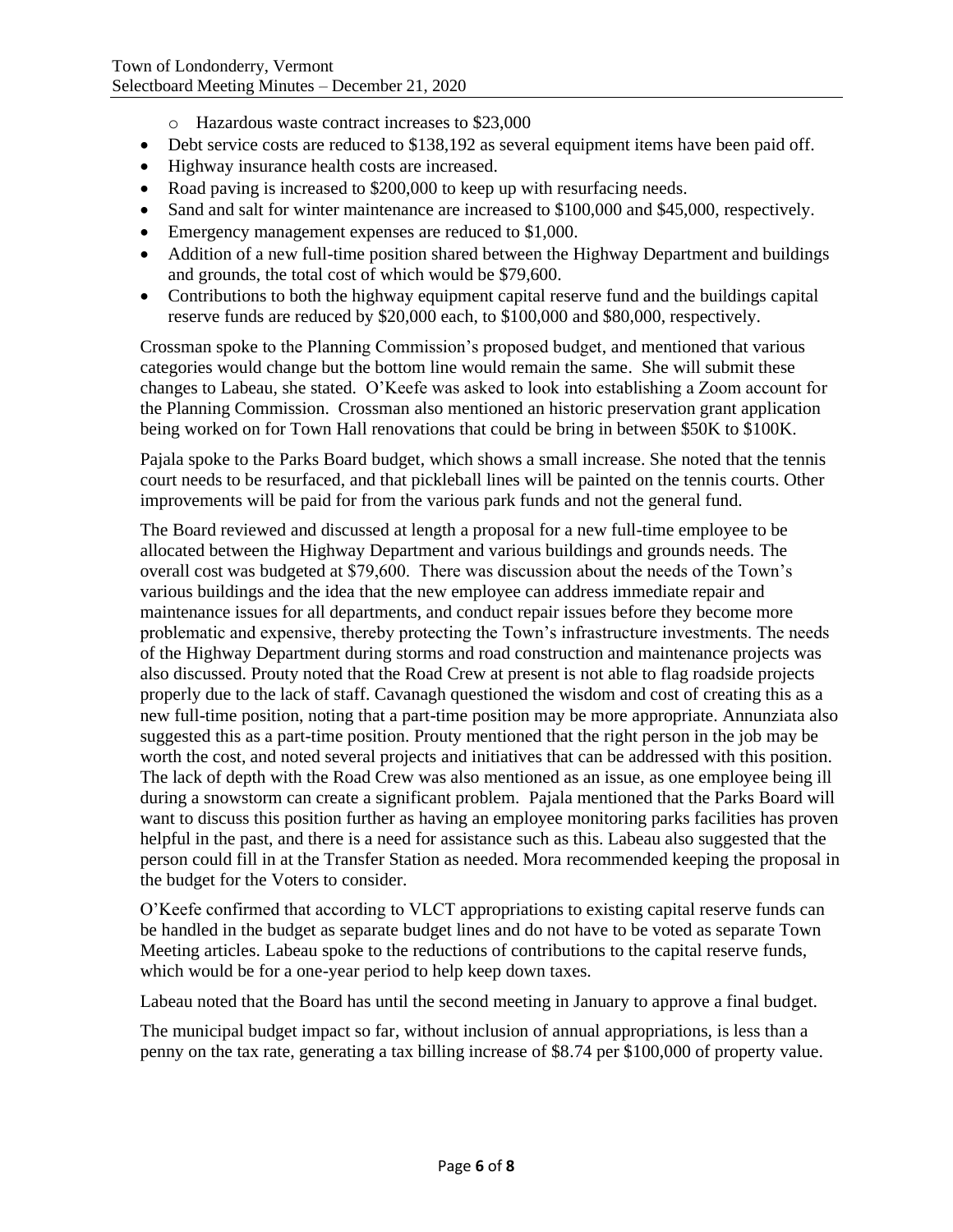- Hazardous waste contract increases to $23,000
- Debt service costs are reduced to $138,192 as several equipment items have been paid off.
- Highway insurance health costs are increased.
- Road paving is increased to $200,000 to keep up with resurfacing needs.
- Sand and salt for winter maintenance are increased to $100,000 and $45,000, respectively.
- Emergency management expenses are reduced to $1,000.
- Addition of a new full-time position shared between the Highway Department and buildings and grounds, the total cost of which would be $79,600.
- Contributions to both the highway equipment capital reserve fund and the buildings capital reserve funds are reduced by $20,000 each, to $100,000 and $80,000, respectively.

Crossman spoke to the Planning Commission's proposed budget, and mentioned that various categories would change but the bottom line would remain the same. She will submit these changes to Labeau, she stated. O'Keefe was asked to look into establishing a Zoom account for the Planning Commission. Crossman also mentioned an historic preservation grant application being worked on for Town Hall renovations that could be bring in between $50K to $100K.

Pajala spoke to the Parks Board budget, which shows a small increase. She noted that the tennis court needs to be resurfaced, and that pickleball lines will be painted on the tennis courts. Other improvements will be paid for from the various park funds and not the general fund.

The Board reviewed and discussed at length a proposal for a new full-time employee to be allocated between the Highway Department and various buildings and grounds needs. The overall cost was budgeted at $79,600. There was discussion about the needs of the Town's various buildings and the idea that the new employee can address immediate repair and maintenance issues for all departments, and conduct repair issues before they become more problematic and expensive, thereby protecting the Town's infrastructure investments. The needs of the Highway Department during storms and road construction and maintenance projects was also discussed. Prouty noted that the Road Crew at present is not able to flag roadside projects properly due to the lack of staff. Cavanagh questioned the wisdom and cost of creating this as a new full-time position, noting that a part-time position may be more appropriate. Annunziata also suggested this as a part-time position. Prouty mentioned that the right person in the job may be worth the cost, and noted several projects and initiatives that can be addressed with this position. The lack of depth with the Road Crew was also mentioned as an issue, as one employee being ill during a snowstorm can create a significant problem. Pajala mentioned that the Parks Board will want to discuss this position further as having an employee monitoring parks facilities has proven helpful in the past, and there is a need for assistance such as this. Labeau also suggested that the person could fill in at the Transfer Station as needed. Mora recommended keeping the proposal in the budget for the Voters to consider.

O'Keefe confirmed that according to VLCT appropriations to existing capital reserve funds can be handled in the budget as separate budget lines and do not have to be voted as separate Town Meeting articles. Labeau spoke to the reductions of contributions to the capital reserve funds, which would be for a one-year period to help keep down taxes.

Labeau noted that the Board has until the second meeting in January to approve a final budget.

The municipal budget impact so far, without inclusion of annual appropriations, is less than a penny on the tax rate, generating a tax billing increase of $8.74 per $100,000 of property value.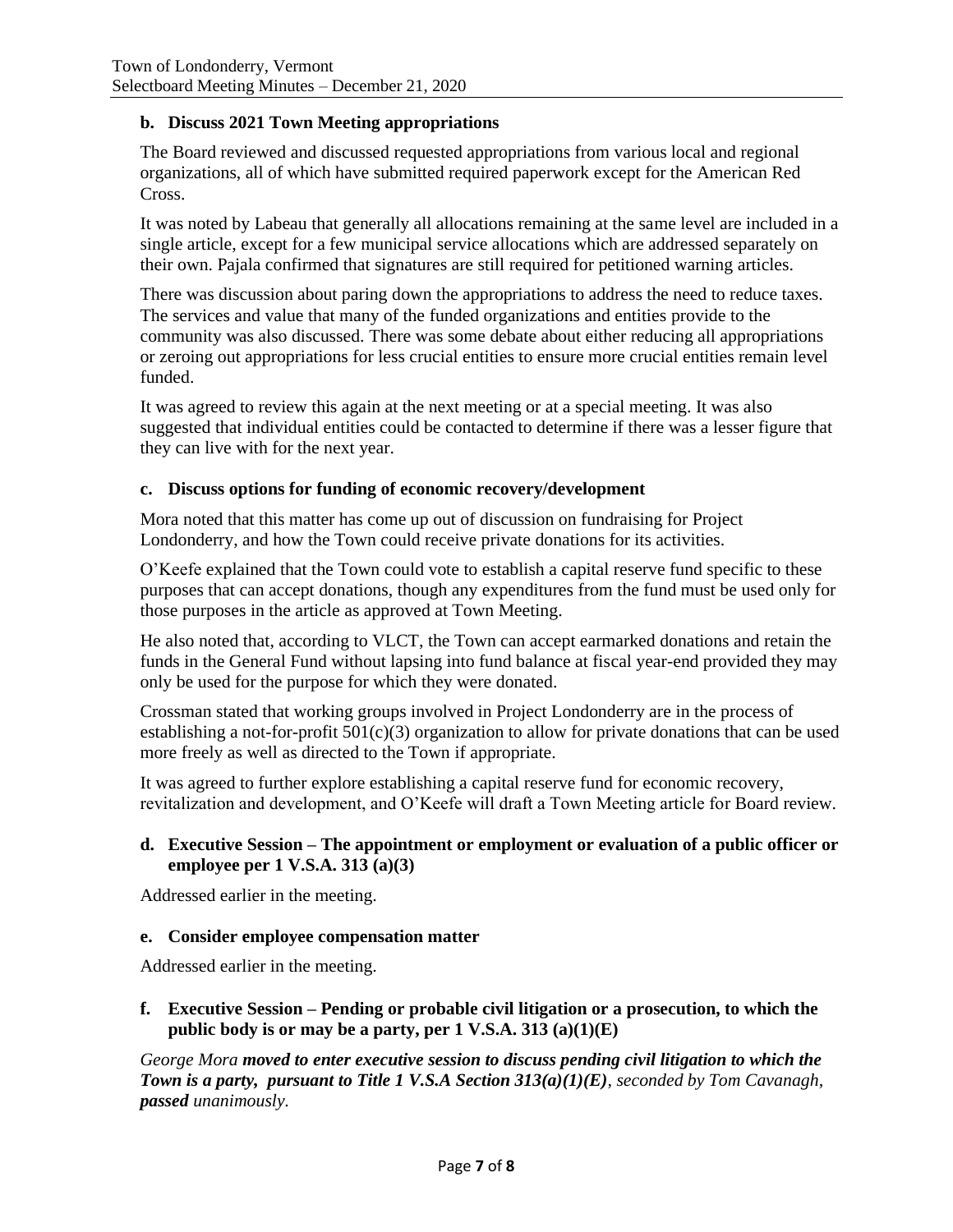### b. Discuss 2021 Town Meeting appropriations

The Board reviewed and discussed requested appropriations from various local and regional organizations, all of which have submitted required paperwork except for the American Red Cross.

It was noted by Labeau that generally all allocations remaining at the same level are included in a single article, except for a few municipal service allocations which are addressed separately on their own. Pajala confirmed that signatures are still required for petitioned warning articles.

There was discussion about paring down the appropriations to address the need to reduce taxes. The services and value that many of the funded organizations and entities provide to the community was also discussed. There was some debate about either reducing all appropriations or zeroing out appropriations for less crucial entities to ensure more crucial entities remain level funded.

It was agreed to review this again at the next meeting or at a special meeting. It was also suggested that individual entities could be contacted to determine if there was a lesser figure that they can live with for the next year.

### c. Discuss options for funding of economic recovery/development

Mora noted that this matter has come up out of discussion on fundraising for Project Londonderry, and how the Town could receive private donations for its activities.

O'Keefe explained that the Town could vote to establish a capital reserve fund specific to these purposes that can accept donations, though any expenditures from the fund must be used only for those purposes in the article as approved at Town Meeting.

He also noted that, according to VLCT, the Town can accept earmarked donations and retain the funds in the General Fund without lapsing into fund balance at fiscal year-end provided they may only be used for the purpose for which they were donated.

Crossman stated that working groups involved in Project Londonderry are in the process of establishing a not-for-profit 501(c)(3) organization to allow for private donations that can be used more freely as well as directed to the Town if appropriate.

It was agreed to further explore establishing a capital reserve fund for economic recovery, revitalization and development, and O'Keefe will draft a Town Meeting article for Board review.

### d. Executive Session – The appointment or employment or evaluation of a public officer or employee per 1 V.S.A. 313 (a)(3)

Addressed earlier in the meeting.

### e. Consider employee compensation matter

Addressed earlier in the meeting.

### f. Executive Session – Pending or probable civil litigation or a prosecution, to which the public body is or may be a party, per 1 V.S.A. 313 (a)(1)(E)

*George Mora* ***moved to enter executive session to discuss pending civil litigation to which the Town is a party, pursuant to Title 1 V.S.A Section 313(a)(1)(E)****, seconded by Tom Cavanagh,* ***passed*** *unanimously.*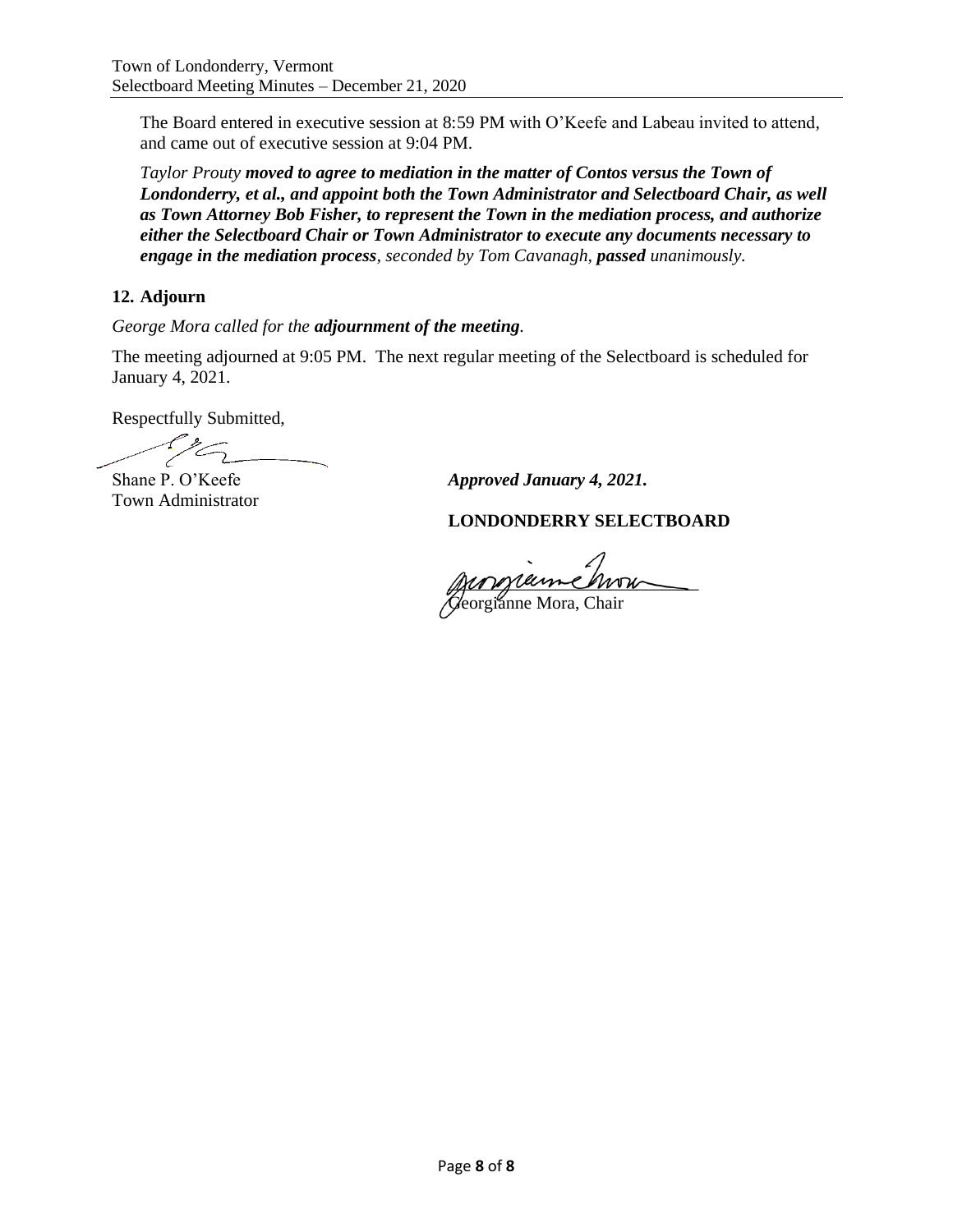The Board entered in executive session at 8:59 PM with O'Keefe and Labeau invited to attend, and came out of executive session at 9:04 PM.

*Taylor Prouty* ***moved to agree to mediation in the matter of Contos versus the Town of Londonderry, et al., and appoint both the Town Administrator and Selectboard Chair, as well as Town Attorney Bob Fisher, to represent the Town in the mediation process, and authorize either the Selectboard Chair or Town Administrator to execute any documents necessary to engage in the mediation process****, seconded by Tom Cavanagh,* ***passed*** *unanimously.*

## 12. Adjourn

*George Mora called for the* ***adjournment of the meeting****.*

The meeting adjourned at 9:05 PM. The next regular meeting of the Selectboard is scheduled for January 4, 2021.

Respectfully Submitted,

Shane P. O'Keefe
Town Administrator

***Approved January 4, 2021.***

**LONDONDERRY SELECTBOARD**

Georgianne Mora, Chair